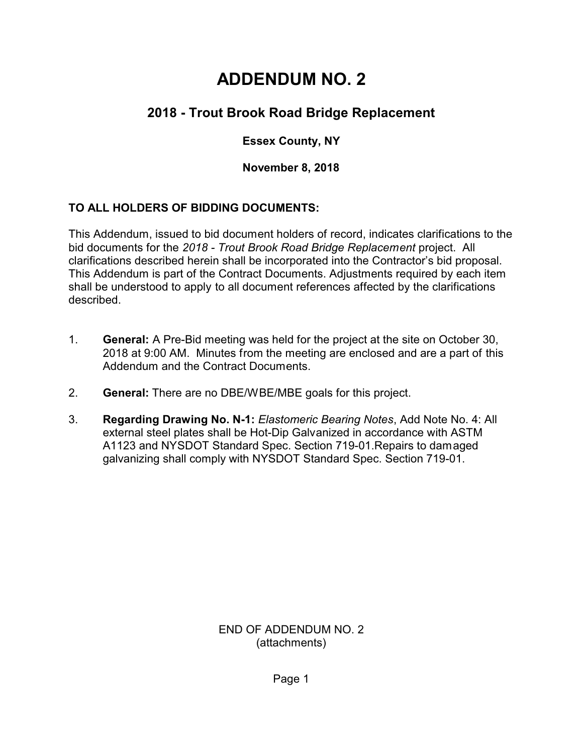# ADDENDUM NO. 2

## 2018 - Trout Brook Road Bridge Replacement

### Essex County, NY

### November 8, 2018

**TO ALL HOLDERS OF BIDDING DOCUMENTS:**

This Addendum, issued to bid document holders of record, indicates clarifications to the bid documents for the *2018 - Trout Brook Road Bridge Replacement* project. All clarifications described herein shall be incorporated into the Contractor's bid proposal. This Addendum is part of the Contract Documents. Adjustments required by each item shall be understood to apply to all document references affected by the clarifications described.

1. **General:** A Pre-Bid meeting was held for the project at the site on October 30, 2018 at 9:00 AM. Minutes from the meeting are enclosed and are a part of this Addendum and the Contract Documents.

2. **General:** There are no DBE/WBE/MBE goals for this project.

3. **Regarding Drawing No. N-1:** *Elastomeric Bearing Notes*, Add Note No. 4: All external steel plates shall be Hot-Dip Galvanized in accordance with ASTM A1123 and NYSDOT Standard Spec. Section 719-01.Repairs to damaged galvanizing shall comply with NYSDOT Standard Spec. Section 719-01.

END OF ADDENDUM NO. 2
(attachments)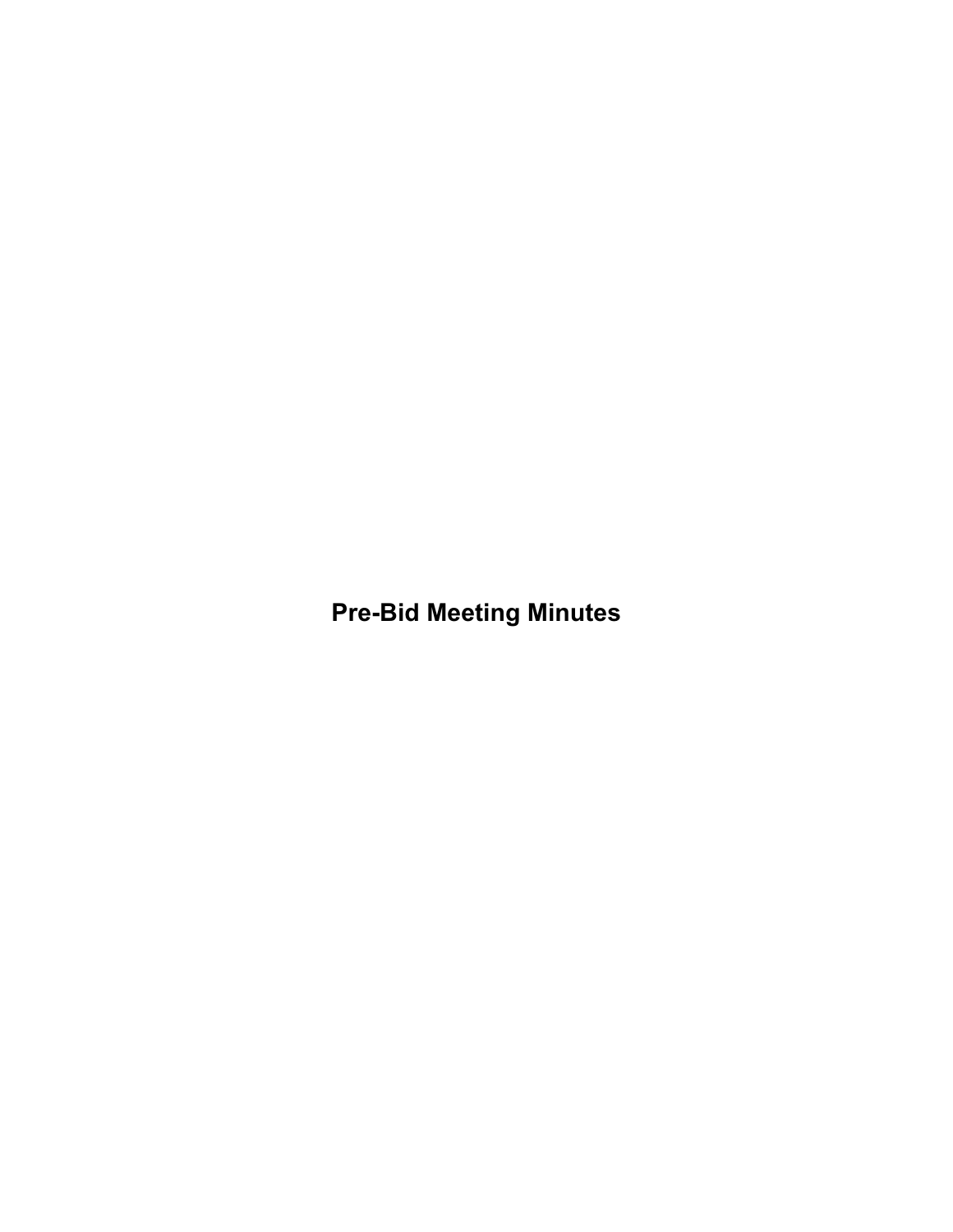# Pre-Bid Meeting Minutes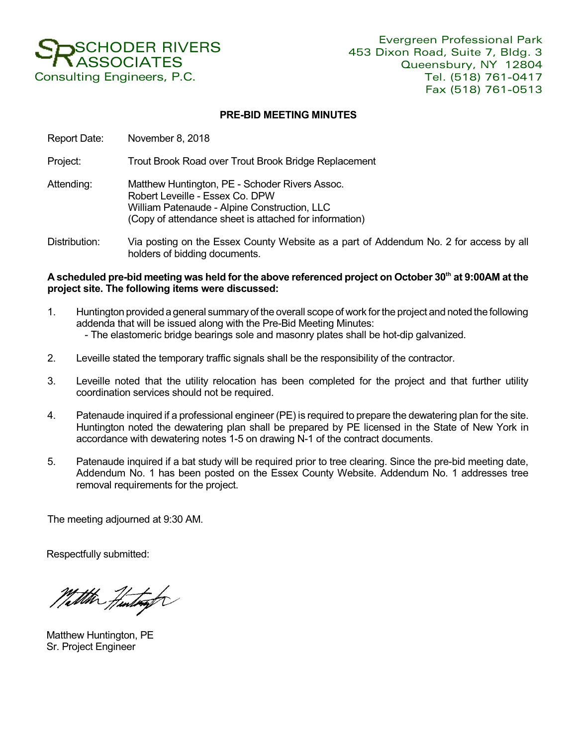**SCHODER RIVERS ASSOCIATES**
Consulting Engineers, P.C.

Evergreen Professional Park
453 Dixon Road, Suite 7, Bldg. 3
Queensbury, NY 12804
Tel. (518) 761-0417
Fax (518) 761-0513

## PRE-BID MEETING MINUTES

Report Date: November 8, 2018

Project: Trout Brook Road over Trout Brook Bridge Replacement

Attending: Matthew Huntington, PE - Schoder Rivers Assoc.
Robert Leveille - Essex Co. DPW
William Patenaude - Alpine Construction, LLC
(Copy of attendance sheet is attached for information)

Distribution: Via posting on the Essex County Website as a part of Addendum No. 2 for access by all holders of bidding documents.

**A scheduled pre-bid meeting was held for the above referenced project on October 30th at 9:00AM at the project site. The following items were discussed:**

1. Huntington provided a general summary of the overall scope of work for the project and noted the following addenda that will be issued along with the Pre-Bid Meeting Minutes:
   - The elastomeric bridge bearings sole and masonry plates shall be hot-dip galvanized.

2. Leveille stated the temporary traffic signals shall be the responsibility of the contractor.

3. Leveille noted that the utility relocation has been completed for the project and that further utility coordination services should not be required.

4. Patenaude inquired if a professional engineer (PE) is required to prepare the dewatering plan for the site. Huntington noted the dewatering plan shall be prepared by PE licensed in the State of New York in accordance with dewatering notes 1-5 on drawing N-1 of the contract documents.

5. Patenaude inquired if a bat study will be required prior to tree clearing. Since the pre-bid meeting date, Addendum No. 1 has been posted on the Essex County Website. Addendum No. 1 addresses tree removal requirements for the project.

The meeting adjourned at 9:30 AM.

Respectfully submitted:

Matthew Huntington, PE
Sr. Project Engineer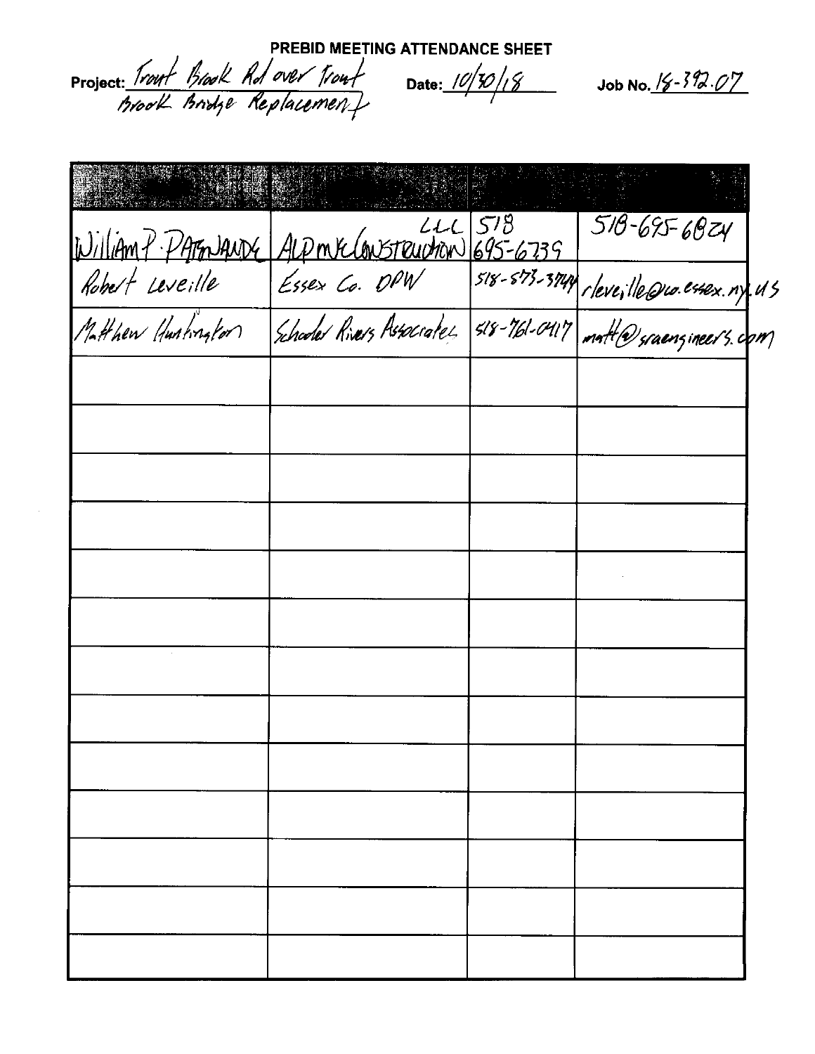# PREBID MEETING ATTENDANCE SHEET

**Project:** Trout Brook Rd over Trout Brook Bridge Replacement **Date:** 10/30/18 **Job No.** 18-392.07

| | | | |
|---|---|---|---|
| William P. Patnaude | Alpine Construction LLC | 518 695-6739 | 518-695-6824 |
| Robert Leveille | Essex Co. DPW | 518-873-3744 | rleveille@co.essex.ny.us |
| Matthew Huntington | Schoder Rivers Associates | 518-761-0417 | matt@sraengineers.com |
| | | | |
| | | | |
| | | | |
| | | | |
| | | | |
| | | | |
| | | | |
| | | | |
| | | | |
| | | | |
| | | | |
| | | | |
| | | | |
| | | | |